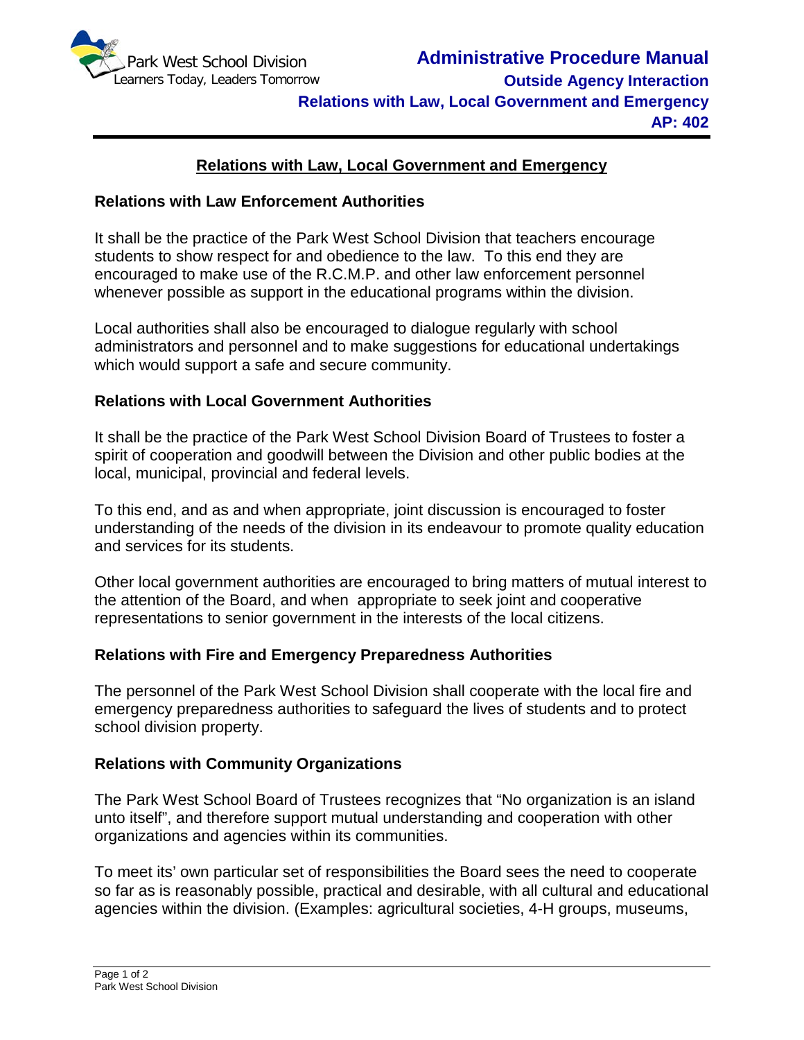# Relations with Law, Local Government and Emergency

## Relations with Law Enforcement Authorities

It shall be the practice of the Park West School Division that teachers encourage students to show respect for and obedience to the law. To this end they are encouraged to make use of the R.C.M.P. and other law enforcement personnel whenever possible as support in the educational programs within the division.

Local authorities shall also be encouraged to dialogue regularly with school administrators and personnel and to make suggestions for educational undertakings which would support a safe and secure community.

## Relations with Local Government Authorities

It shall be the practice of the Park West School Division Board of Trustees to foster a spirit of cooperation and goodwill between the Division and other public bodies at the local, municipal, provincial and federal levels.

To this end, and as and when appropriate, joint discussion is encouraged to foster understanding of the needs of the division in its endeavour to promote quality education and services for its students.

Other local government authorities are encouraged to bring matters of mutual interest to the attention of the Board, and when appropriate to seek joint and cooperative representations to senior government in the interests of the local citizens.

## Relations with Fire and Emergency Preparedness Authorities

The personnel of the Park West School Division shall cooperate with the local fire and emergency preparedness authorities to safeguard the lives of students and to protect school division property.

## Relations with Community Organizations

The Park West School Board of Trustees recognizes that "No organization is an island unto itself", and therefore support mutual understanding and cooperation with other organizations and agencies within its communities.

To meet its' own particular set of responsibilities the Board sees the need to cooperate so far as is reasonably possible, practical and desirable, with all cultural and educational agencies within the division. (Examples: agricultural societies, 4-H groups, museums,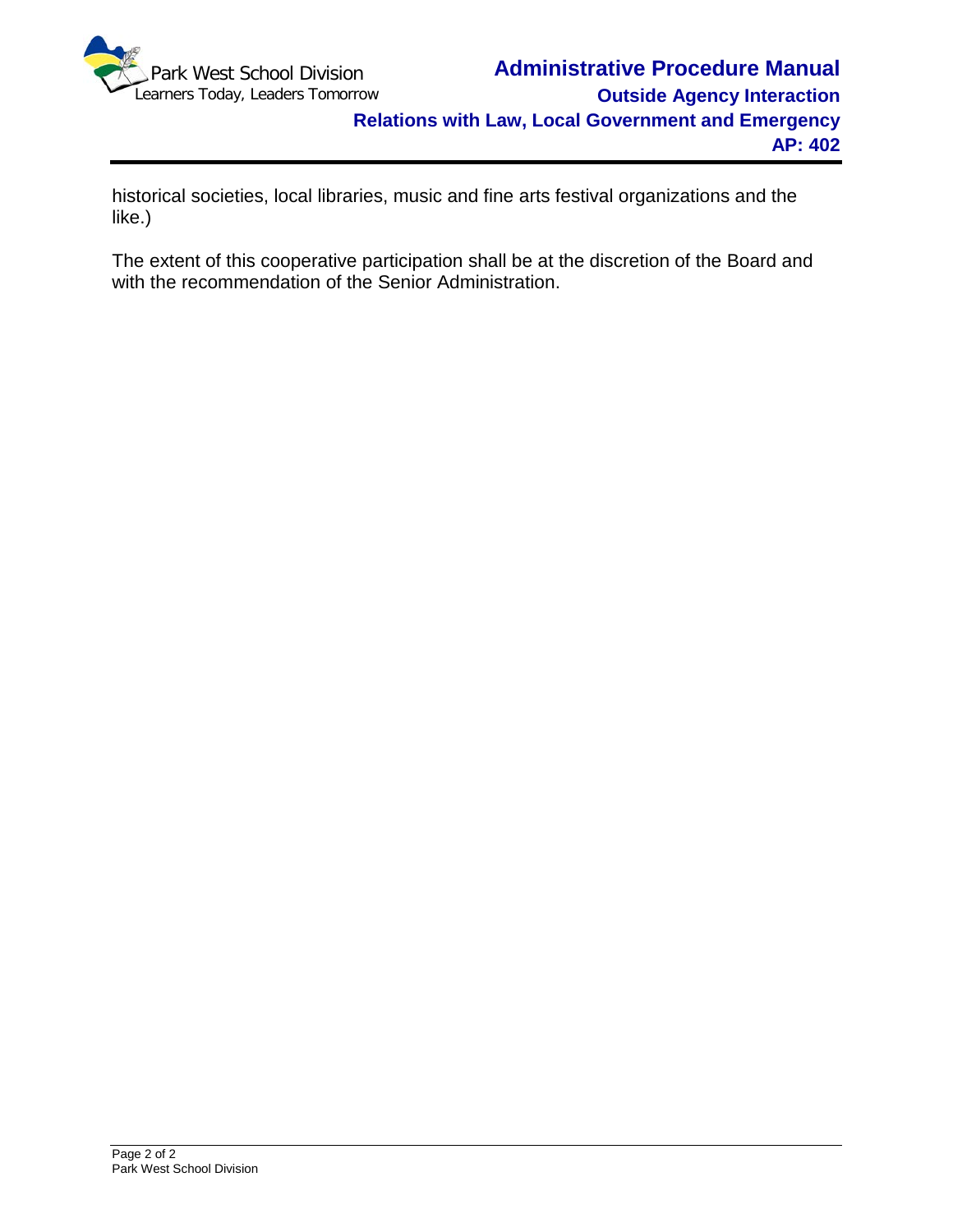historical societies, local libraries, music and fine arts festival organizations and the like.)

The extent of this cooperative participation shall be at the discretion of the Board and with the recommendation of the Senior Administration.